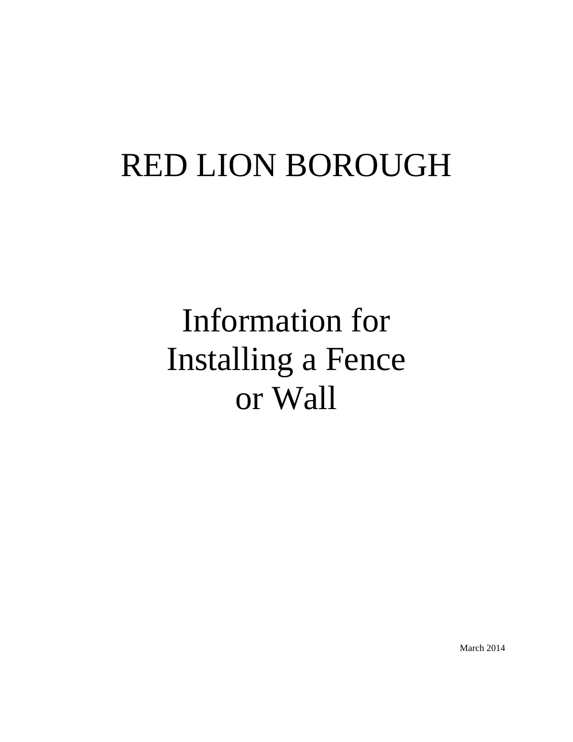# RED LION BOROUGH

# Information for Installing a Fence or Wall

March 2014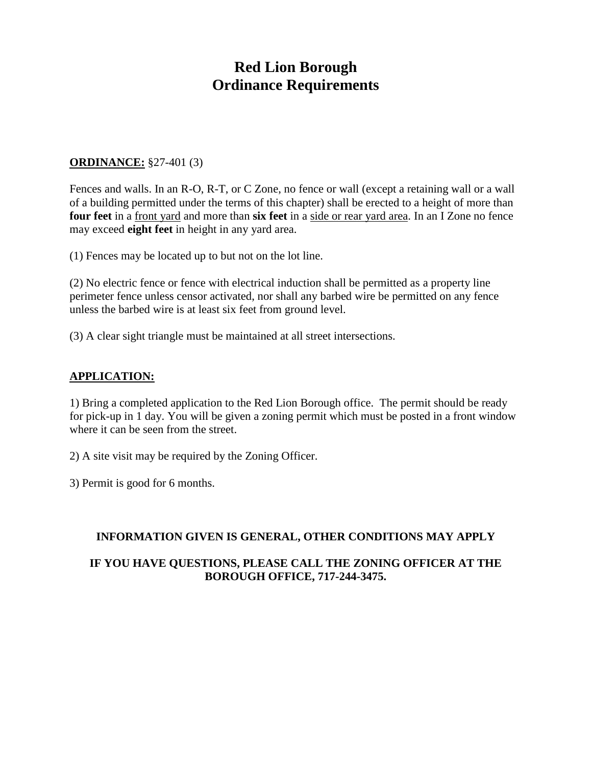# Red Lion Borough
# Ordinance Requirements

**ORDINANCE:** §27-401 (3)

Fences and walls. In an R-O, R-T, or C Zone, no fence or wall (except a retaining wall or a wall of a building permitted under the terms of this chapter) shall be erected to a height of more than **four feet** in a front yard and more than **six feet** in a side or rear yard area. In an I Zone no fence may exceed **eight feet** in height in any yard area.

(1) Fences may be located up to but not on the lot line.

(2) No electric fence or fence with electrical induction shall be permitted as a property line perimeter fence unless censor activated, nor shall any barbed wire be permitted on any fence unless the barbed wire is at least six feet from ground level.

(3) A clear sight triangle must be maintained at all street intersections.

**APPLICATION:**

1) Bring a completed application to the Red Lion Borough office. The permit should be ready for pick-up in 1 day. You will be given a zoning permit which must be posted in a front window where it can be seen from the street.

2) A site visit may be required by the Zoning Officer.

3) Permit is good for 6 months.

**INFORMATION GIVEN IS GENERAL, OTHER CONDITIONS MAY APPLY**

**IF YOU HAVE QUESTIONS, PLEASE CALL THE ZONING OFFICER AT THE BOROUGH OFFICE, 717-244-3475.**